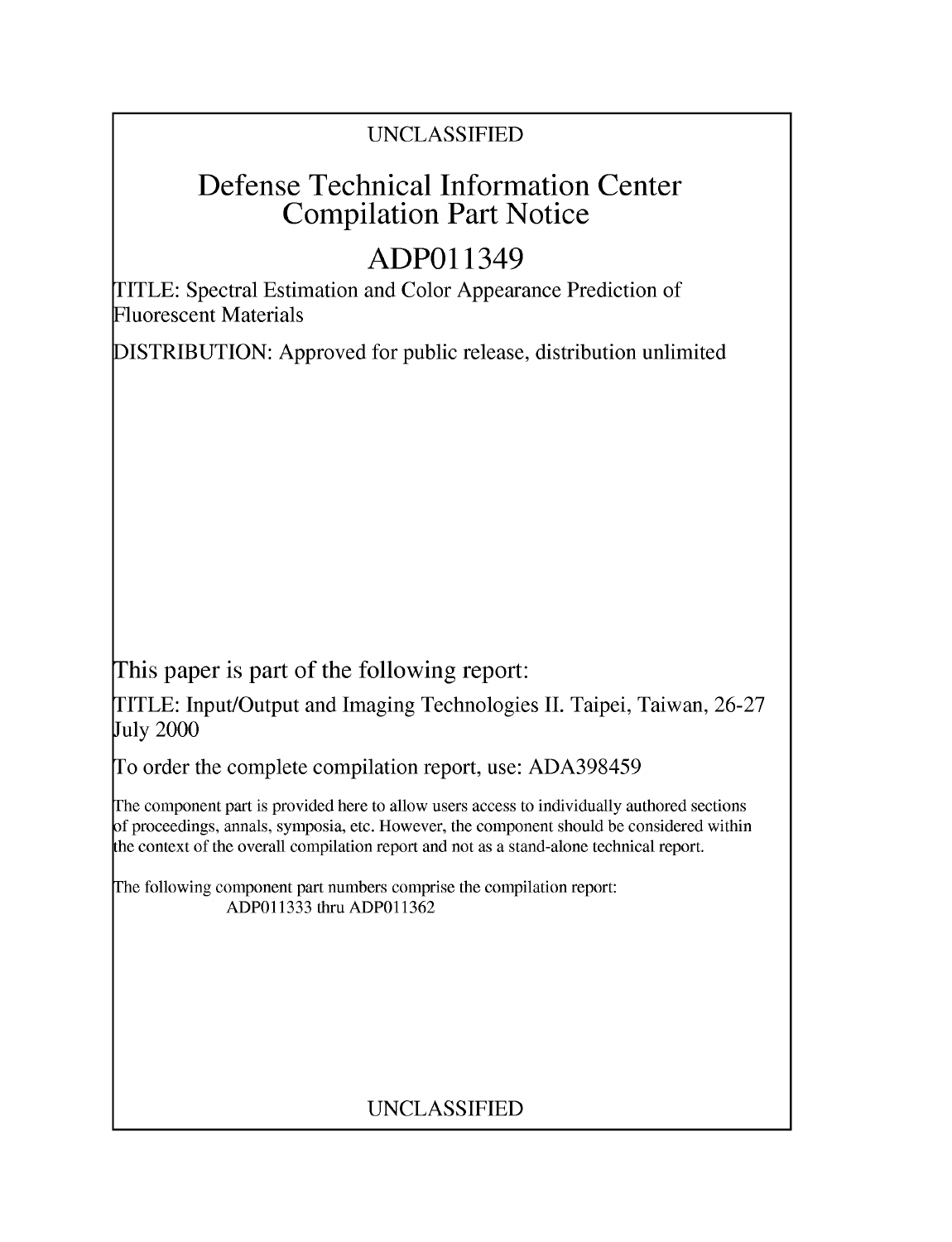UNCLASSIFIED

# Defense Technical Information Center Compilation Part Notice

# ADP011349

TITLE: Spectral Estimation and Color Appearance Prediction of Fluorescent Materials

DISTRIBUTION: Approved for public release, distribution unlimited

This paper is part of the following report:

TITLE: Input/Output and Imaging Technologies II. Taipei, Taiwan, 26-27 July 2000

To order the complete compilation report, use: ADA398459

The component part is provided here to allow users access to individually authored sections of proceedings, annals, symposia, etc. However, the component should be considered within the context of the overall compilation report and not as a stand-alone technical report.

The following component part numbers comprise the compilation report:
ADP011333 thru ADP011362

UNCLASSIFIED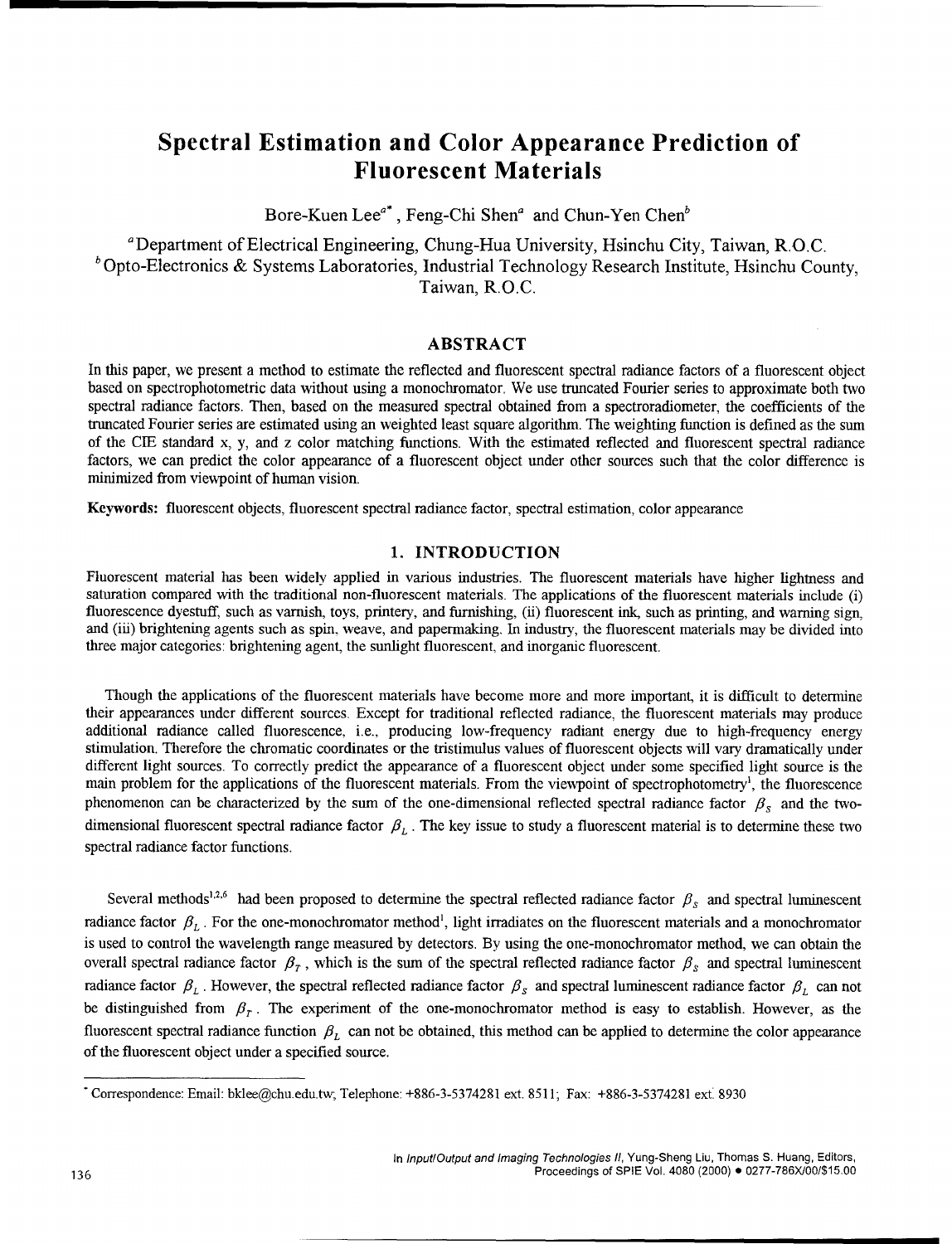# Spectral Estimation and Color Appearance Prediction of Fluorescent Materials

Bore-Kuen Lee[a*], Feng-Chi Shen[a] and Chun-Yen Chen[b]

[a]Department of Electrical Engineering, Chung-Hua University, Hsinchu City, Taiwan, R.O.C.
[b]Opto-Electronics & Systems Laboratories, Industrial Technology Research Institute, Hsinchu County, Taiwan, R.O.C.

## ABSTRACT

In this paper, we present a method to estimate the reflected and fluorescent spectral radiance factors of a fluorescent object based on spectrophotometric data without using a monochromator. We use truncated Fourier series to approximate both two spectral radiance factors. Then, based on the measured spectral obtained from a spectroradiometer, the coefficients of the truncated Fourier series are estimated using an weighted least square algorithm. The weighting function is defined as the sum of the CIE standard x, y, and z color matching functions. With the estimated reflected and fluorescent spectral radiance factors, we can predict the color appearance of a fluorescent object under other sources such that the color difference is minimized from viewpoint of human vision.

**Keywords:** fluorescent objects, fluorescent spectral radiance factor, spectral estimation, color appearance

## 1. INTRODUCTION

Fluorescent material has been widely applied in various industries. The fluorescent materials have higher lightness and saturation compared with the traditional non-fluorescent materials. The applications of the fluorescent materials include (i) fluorescence dyestuff, such as varnish, toys, printery, and furnishing, (ii) fluorescent ink, such as printing, and warning sign, and (iii) brightening agents such as spin, weave, and papermaking. In industry, the fluorescent materials may be divided into three major categories: brightening agent, the sunlight fluorescent, and inorganic fluorescent.

Though the applications of the fluorescent materials have become more and more important, it is difficult to determine their appearances under different sources. Except for traditional reflected radiance, the fluorescent materials may produce additional radiance called fluorescence, i.e., producing low-frequency radiant energy due to high-frequency energy stimulation. Therefore the chromatic coordinates or the tristimulus values of fluorescent objects will vary dramatically under different light sources. To correctly predict the appearance of a fluorescent object under some specified light source is the main problem for the applications of the fluorescent materials. From the viewpoint of spectrophotometry[1], the fluorescence phenomenon can be characterized by the sum of the one-dimensional reflected spectral radiance factor $\beta_S$ and the two-dimensional fluorescent spectral radiance factor $\beta_L$. The key issue to study a fluorescent material is to determine these two spectral radiance factor functions.

Several methods[1,2,6] had been proposed to determine the spectral reflected radiance factor $\beta_S$ and spectral luminescent radiance factor $\beta_L$. For the one-monochromator method[1], light irradiates on the fluorescent materials and a monochromator is used to control the wavelength range measured by detectors. By using the one-monochromator method, we can obtain the overall spectral radiance factor $\beta_T$, which is the sum of the spectral reflected radiance factor $\beta_S$ and spectral luminescent radiance factor $\beta_L$. However, the spectral reflected radiance factor $\beta_S$ and spectral luminescent radiance factor $\beta_L$ can not be distinguished from $\beta_T$. The experiment of the one-monochromator method is easy to establish. However, as the fluorescent spectral radiance function $\beta_L$ can not be obtained, this method can be applied to determine the color appearance of the fluorescent object under a specified source.

* Correspondence: Email: bklee@chu.edu.tw; Telephone: +886-3-5374281 ext. 8511; Fax: +886-3-5374281 ext. 8930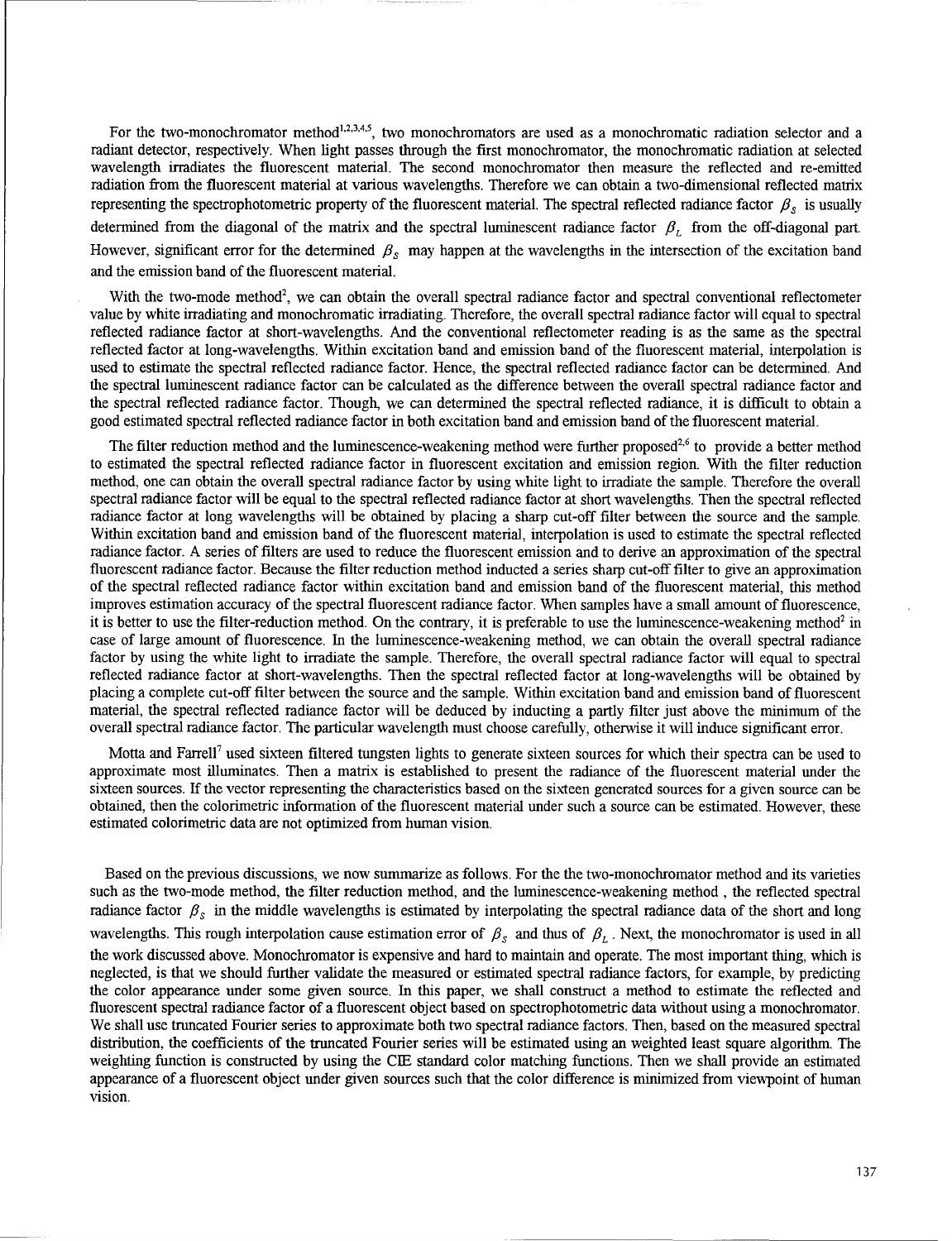For the two-monochromator method[1,2,3,4,5], two monochromators are used as a monochromatic radiation selector and a radiant detector, respectively. When light passes through the first monochromator, the monochromatic radiation at selected wavelength irradiates the fluorescent material. The second monochromator then measure the reflected and re-emitted radiation from the fluorescent material at various wavelengths. Therefore we can obtain a two-dimensional reflected matrix representing the spectrophotometric property of the fluorescent material. The spectral reflected radiance factor $\beta_S$ is usually determined from the diagonal of the matrix and the spectral luminescent radiance factor $\beta_L$ from the off-diagonal part. However, significant error for the determined $\beta_S$ may happen at the wavelengths in the intersection of the excitation band and the emission band of the fluorescent material.

With the two-mode method[2], we can obtain the overall spectral radiance factor and spectral conventional reflectometer value by white irradiating and monochromatic irradiating. Therefore, the overall spectral radiance factor will equal to spectral reflected radiance factor at short-wavelengths. And the conventional reflectometer reading is as the same as the spectral reflected factor at long-wavelengths. Within excitation band and emission band of the fluorescent material, interpolation is used to estimate the spectral reflected radiance factor. Hence, the spectral reflected radiance factor can be determined. And the spectral luminescent radiance factor can be calculated as the difference between the overall spectral radiance factor and the spectral reflected radiance factor. Though, we can determined the spectral reflected radiance, it is difficult to obtain a good estimated spectral reflected radiance factor in both excitation band and emission band of the fluorescent material.

The filter reduction method and the luminescence-weakening method were further proposed[2,6] to provide a better method to estimated the spectral reflected radiance factor in fluorescent excitation and emission region. With the filter reduction method, one can obtain the overall spectral radiance factor by using white light to irradiate the sample. Therefore the overall spectral radiance factor will be equal to the spectral reflected radiance factor at short wavelengths. Then the spectral reflected radiance factor at long wavelengths will be obtained by placing a sharp cut-off filter between the source and the sample. Within excitation band and emission band of the fluorescent material, interpolation is used to estimate the spectral reflected radiance factor. A series of filters are used to reduce the fluorescent emission and to derive an approximation of the spectral fluorescent radiance factor. Because the filter reduction method inducted a series sharp cut-off filter to give an approximation of the spectral reflected radiance factor within excitation band and emission band of the fluorescent material, this method improves estimation accuracy of the spectral fluorescent radiance factor. When samples have a small amount of fluorescence, it is better to use the filter-reduction method. On the contrary, it is preferable to use the luminescence-weakening method[2] in case of large amount of fluorescence. In the luminescence-weakening method, we can obtain the overall spectral radiance factor by using the white light to irradiate the sample. Therefore, the overall spectral radiance factor will equal to spectral reflected radiance factor at short-wavelengths. Then the spectral reflected factor at long-wavelengths will be obtained by placing a complete cut-off filter between the source and the sample. Within excitation band and emission band of fluorescent material, the spectral reflected radiance factor will be deduced by inducting a partly filter just above the minimum of the overall spectral radiance factor. The particular wavelength must choose carefully, otherwise it will induce significant error.

Motta and Farrell[7] used sixteen filtered tungsten lights to generate sixteen sources for which their spectra can be used to approximate most illuminates. Then a matrix is established to present the radiance of the fluorescent material under the sixteen sources. If the vector representing the characteristics based on the sixteen generated sources for a given source can be obtained, then the colorimetric information of the fluorescent material under such a source can be estimated. However, these estimated colorimetric data are not optimized from human vision.

Based on the previous discussions, we now summarize as follows. For the the two-monochromator method and its varieties such as the two-mode method, the filter reduction method, and the luminescence-weakening method , the reflected spectral radiance factor $\beta_S$ in the middle wavelengths is estimated by interpolating the spectral radiance data of the short and long wavelengths. This rough interpolation cause estimation error of $\beta_S$ and thus of $\beta_L$. Next, the monochromator is used in all the work discussed above. Monochromator is expensive and hard to maintain and operate. The most important thing, which is neglected, is that we should further validate the measured or estimated spectral radiance factors, for example, by predicting the color appearance under some given source. In this paper, we shall construct a method to estimate the reflected and fluorescent spectral radiance factor of a fluorescent object based on spectrophotometric data without using a monochromator. We shall use truncated Fourier series to approximate both two spectral radiance factors. Then, based on the measured spectral distribution, the coefficients of the truncated Fourier series will be estimated using an weighted least square algorithm. The weighting function is constructed by using the CIE standard color matching functions. Then we shall provide an estimated appearance of a fluorescent object under given sources such that the color difference is minimized from viewpoint of human vision.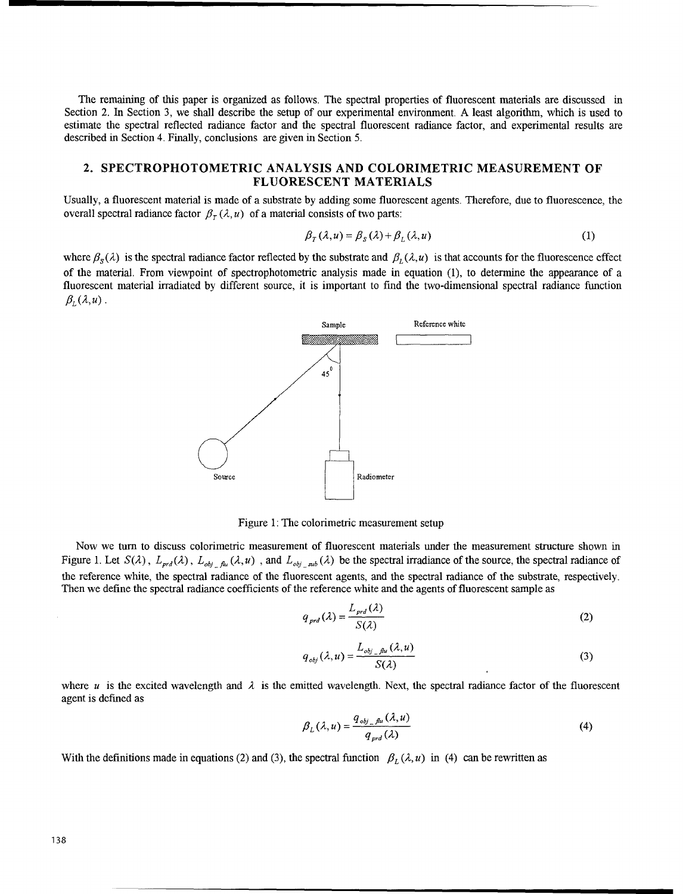The remaining of this paper is organized as follows. The spectral properties of fluorescent materials are discussed in Section 2. In Section 3, we shall describe the setup of our experimental environment. A least algorithm, which is used to estimate the spectral reflected radiance factor and the spectral fluorescent radiance factor, and experimental results are described in Section 4. Finally, conclusions are given in Section 5.

## 2. SPECTROPHOTOMETRIC ANALYSIS AND COLORIMETRIC MEASUREMENT OF FLUORESCENT MATERIALS

Usually, a fluorescent material is made of a substrate by adding some fluorescent agents. Therefore, due to fluorescence, the overall spectral radiance factor $\beta_T(\lambda, u)$ of a material consists of two parts:

$$\beta_T(\lambda, u) = \beta_S(\lambda) + \beta_L(\lambda, u) \tag{1}$$

where $\beta_S(\lambda)$ is the spectral radiance factor reflected by the substrate and $\beta_L(\lambda, u)$ is that accounts for the fluorescence effect of the material. From viewpoint of spectrophotometric analysis made in equation (1), to determine the appearance of a fluorescent material irradiated by different source, it is important to find the two-dimensional spectral radiance function $\beta_L(\lambda, u)$.

Figure 1: The colorimetric measurement setup

Now we turn to discuss colorimetric measurement of fluorescent materials under the measurement structure shown in Figure 1. Let $S(\lambda)$, $L_{prd}(\lambda)$, $L_{obj\_flu}(\lambda, u)$, and $L_{obj\_sub}(\lambda)$ be the spectral irradiance of the source, the spectral radiance of the reference white, the spectral radiance of the fluorescent agents, and the spectral radiance of the substrate, respectively. Then we define the spectral radiance coefficients of the reference white and the agents of fluorescent sample as

$$q_{prd}(\lambda) = \frac{L_{prd}(\lambda)}{S(\lambda)} \tag{2}$$

$$q_{obj}(\lambda, u) = \frac{L_{obj\_flu}(\lambda, u)}{S(\lambda)} \tag{3}$$

where $u$ is the excited wavelength and $\lambda$ is the emitted wavelength. Next, the spectral radiance factor of the fluorescent agent is defined as

$$\beta_L(\lambda, u) = \frac{q_{obj\_flu}(\lambda, u)}{q_{prd}(\lambda)} \tag{4}$$

With the definitions made in equations (2) and (3), the spectral function $\beta_L(\lambda, u)$ in (4) can be rewritten as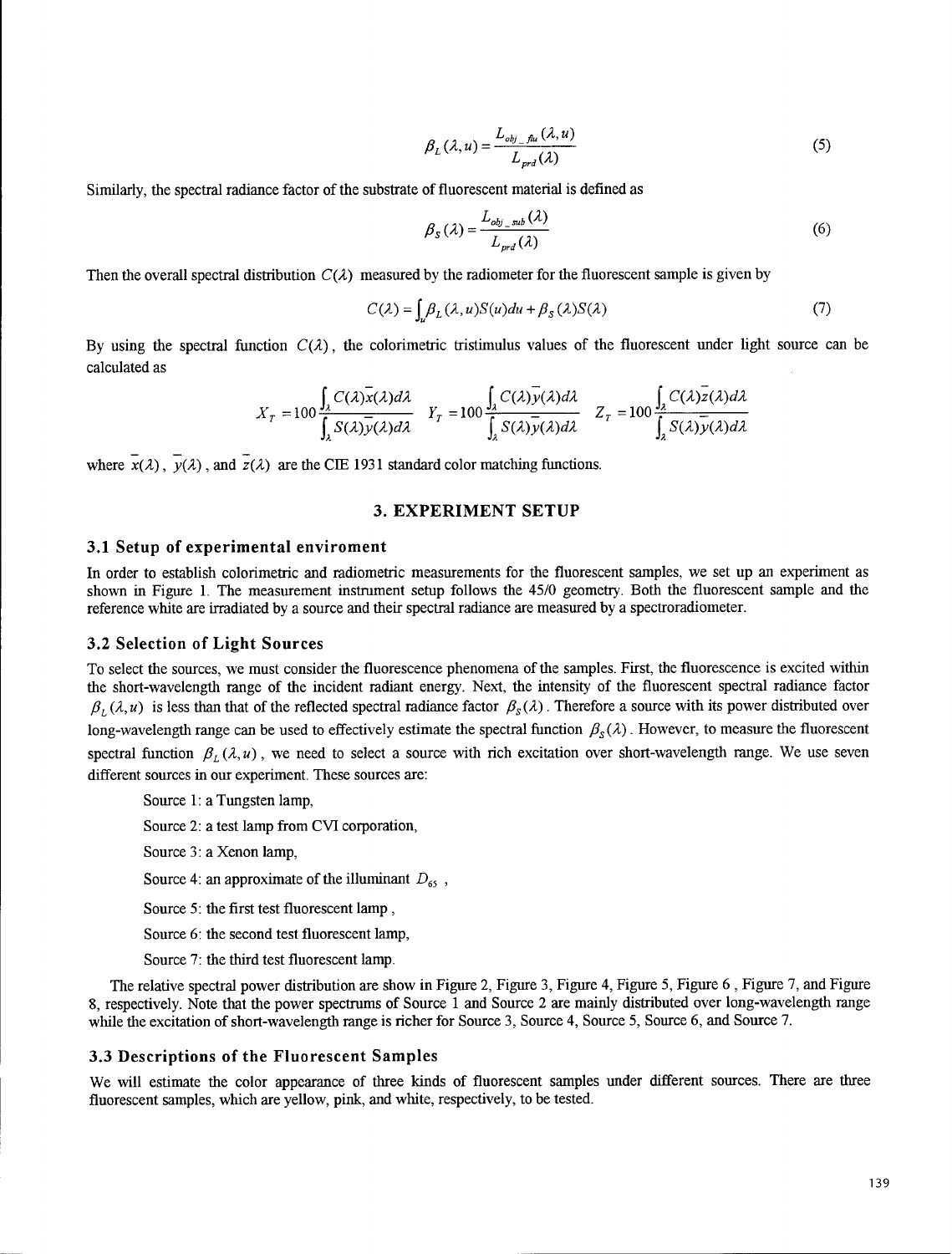$$\beta_L(\lambda, u) = \frac{L_{obj\_flu}(\lambda, u)}{L_{prd}(\lambda)} \tag{5}$$

Similarly, the spectral radiance factor of the substrate of fluorescent material is defined as

$$\beta_S(\lambda) = \frac{L_{obj\_sub}(\lambda)}{L_{prd}(\lambda)} \tag{6}$$

Then the overall spectral distribution $C(\lambda)$ measured by the radiometer for the fluorescent sample is given by

$$C(\lambda) = \int_u \beta_L(\lambda, u) S(u) du + \beta_S(\lambda) S(\lambda) \tag{7}$$

By using the spectral function $C(\lambda)$, the colorimetric tristimulus values of the fluorescent under light source can be calculated as

$$X_T = 100 \frac{\int_\lambda C(\lambda)\bar{x}(\lambda) d\lambda}{\int_\lambda S(\lambda)\bar{y}(\lambda) d\lambda} \quad Y_T = 100 \frac{\int_\lambda C(\lambda)\bar{y}(\lambda) d\lambda}{\int_\lambda S(\lambda)\bar{y}(\lambda) d\lambda} \quad Z_T = 100 \frac{\int_\lambda C(\lambda)\bar{z}(\lambda) d\lambda}{\int_\lambda S(\lambda)\bar{y}(\lambda) d\lambda}$$

where $\bar{x}(\lambda)$, $\bar{y}(\lambda)$, and $\bar{z}(\lambda)$ are the CIE 1931 standard color matching functions.

## 3. EXPERIMENT SETUP

### 3.1 Setup of experimental enviroment

In order to establish colorimetric and radiometric measurements for the fluorescent samples, we set up an experiment as shown in Figure 1. The measurement instrument setup follows the 45/0 geometry. Both the fluorescent sample and the reference white are irradiated by a source and their spectral radiance are measured by a spectroradiometer.

### 3.2 Selection of Light Sources

To select the sources, we must consider the fluorescence phenomena of the samples. First, the fluorescence is excited within the short-wavelength range of the incident radiant energy. Next, the intensity of the fluorescent spectral radiance factor $\beta_L(\lambda, u)$ is less than that of the reflected spectral radiance factor $\beta_S(\lambda)$. Therefore a source with its power distributed over long-wavelength range can be used to effectively estimate the spectral function $\beta_S(\lambda)$. However, to measure the fluorescent spectral function $\beta_L(\lambda, u)$, we need to select a source with rich excitation over short-wavelength range. We use seven different sources in our experiment. These sources are:

Source 1: a Tungsten lamp,

Source 2: a test lamp from CVI corporation,

Source 3: a Xenon lamp,

Source 4: an approximate of the illuminant $D_{65}$ ,

Source 5: the first test fluorescent lamp ,

Source 6: the second test fluorescent lamp,

Source 7: the third test fluorescent lamp.

The relative spectral power distribution are show in Figure 2, Figure 3, Figure 4, Figure 5, Figure 6 , Figure 7, and Figure 8, respectively. Note that the power spectrums of Source 1 and Source 2 are mainly distributed over long-wavelength range while the excitation of short-wavelength range is richer for Source 3, Source 4, Source 5, Source 6, and Source 7.

### 3.3 Descriptions of the Fluorescent Samples

We will estimate the color appearance of three kinds of fluorescent samples under different sources. There are three fluorescent samples, which are yellow, pink, and white, respectively, to be tested.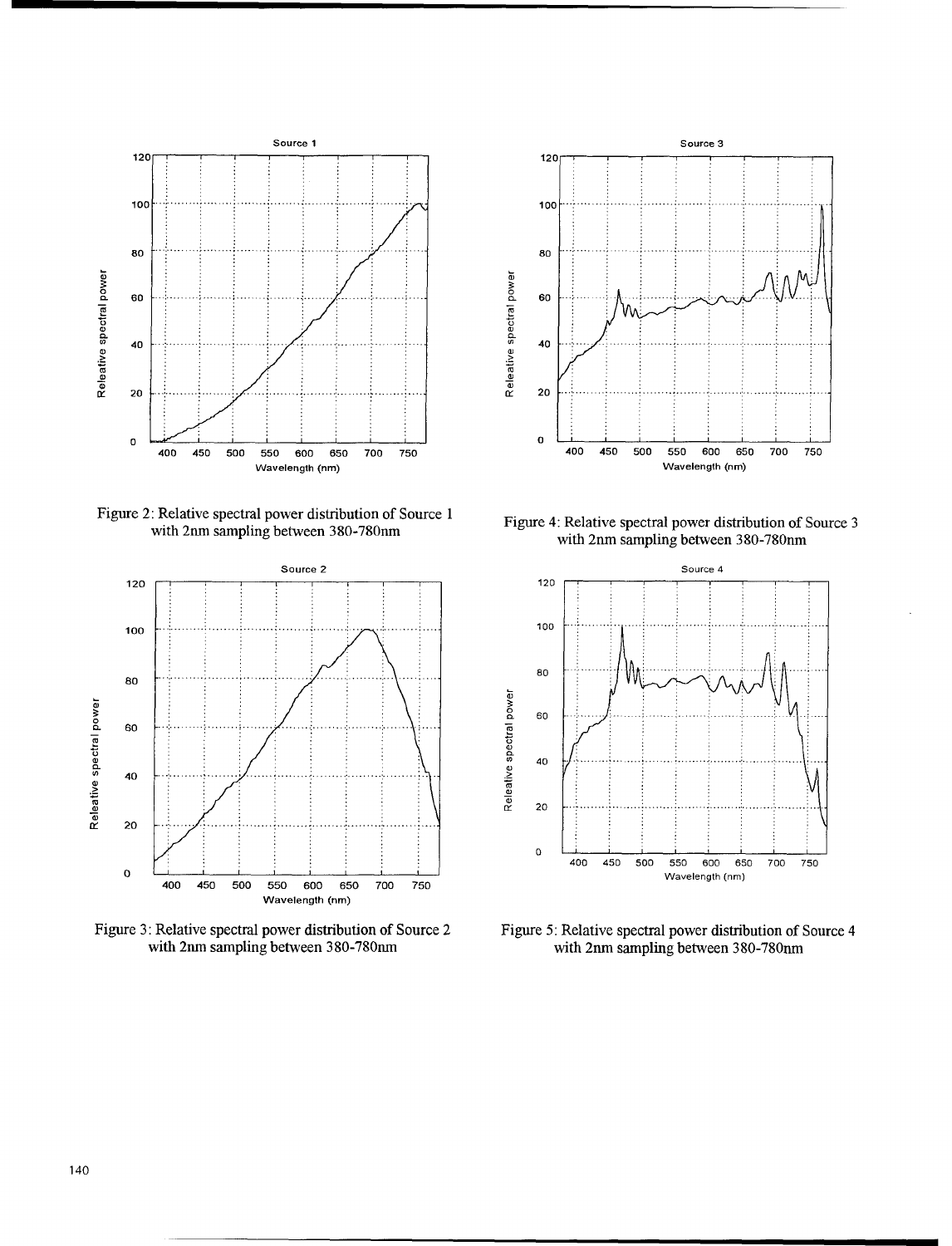Figure 2: Relative spectral power distribution of Source 1 with 2nm sampling between 380-780nm

Figure 4: Relative spectral power distribution of Source 3 with 2nm sampling between 380-780nm

Figure 3: Relative spectral power distribution of Source 2 with 2nm sampling between 380-780nm

Figure 5: Relative spectral power distribution of Source 4 with 2nm sampling between 380-780nm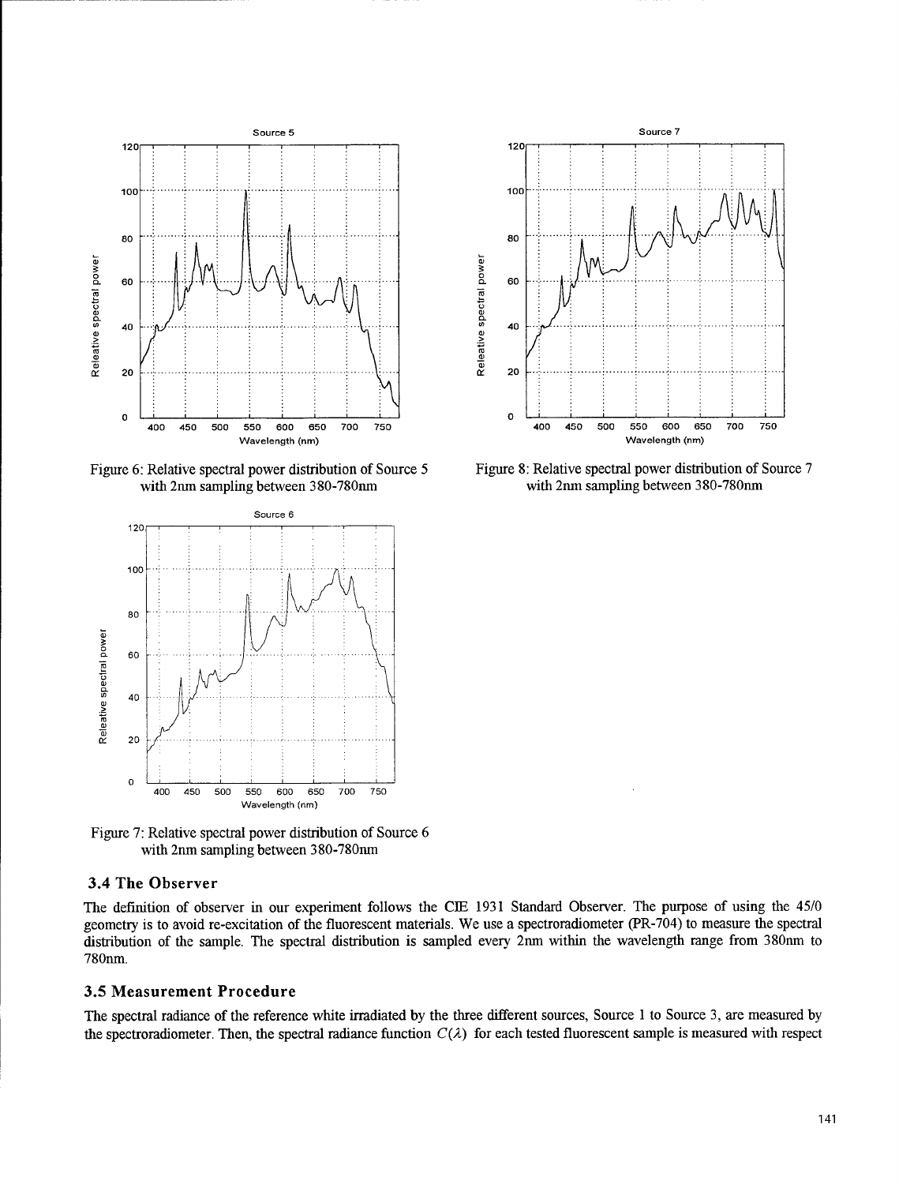Figure 6: Relative spectral power distribution of Source 5 with 2nm sampling between 380-780nm

Figure 8: Relative spectral power distribution of Source 7 with 2nm sampling between 380-780nm

Figure 7: Relative spectral power distribution of Source 6 with 2nm sampling between 380-780nm

### 3.4 The Observer

The definition of observer in our experiment follows the CIE 1931 Standard Observer. The purpose of using the 45/0 geometry is to avoid re-excitation of the fluorescent materials. We use a spectroradiometer (PR-704) to measure the spectral distribution of the sample. The spectral distribution is sampled every 2nm within the wavelength range from 380nm to 780nm.

### 3.5 Measurement Procedure

The spectral radiance of the reference white irradiated by the three different sources, Source 1 to Source 3, are measured by the spectroradiometer. Then, the spectral radiance function $C(\lambda)$ for each tested fluorescent sample is measured with respect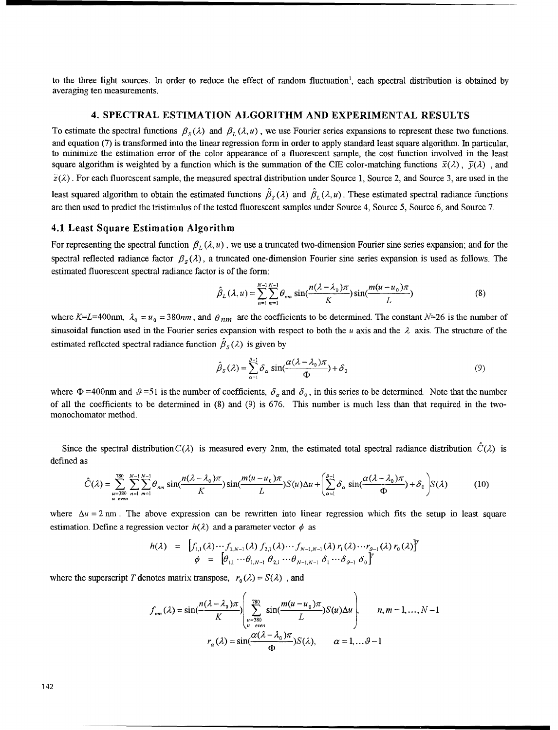to the three light sources. In order to reduce the effect of random fluctuation[1], each spectral distribution is obtained by averaging ten measurements.

## 4. SPECTRAL ESTIMATION ALGORITHM AND EXPERIMENTAL RESULTS

To estimate the spectral functions $\beta_S(\lambda)$ and $\beta_L(\lambda, u)$, we use Fourier series expansions to represent these two functions. and equation (7) is transformed into the linear regression form in order to apply standard least square algorithm. In particular, to minimize the estimation error of the color appearance of a fluorescent sample, the cost function involved in the least square algorithm is weighted by a function which is the summation of the CIE color-matching functions $\bar{x}(\lambda)$, $\bar{y}(\lambda)$, and $\bar{z}(\lambda)$. For each fluorescent sample, the measured spectral distribution under Source 1, Source 2, and Source 3, are used in the least squared algorithm to obtain the estimated functions $\hat{\beta}_S(\lambda)$ and $\hat{\beta}_L(\lambda, u)$. These estimated spectral radiance functions are then used to predict the tristimulus of the tested fluorescent samples under Source 4, Source 5, Source 6, and Source 7.

### 4.1 Least Square Estimation Algorithm

For representing the spectral function $\beta_L(\lambda, u)$, we use a truncated two-dimension Fourier sine series expansion; and for the spectral reflected radiance factor $\beta_S(\lambda)$, a truncated one-dimension Fourier sine series expansion is used as follows. The estimated fluorescent spectral radiance factor is of the form:

$$\hat{\beta}_L(\lambda, u) = \sum_{n=1}^{N-1}\sum_{m=1}^{N-1} \theta_{nm} \sin(\frac{n(\lambda-\lambda_0)\pi}{K}) \sin(\frac{m(u-u_0)\pi}{L}) \tag{8}$$

where $K$=$L$=400nm, $\lambda_0 = u_0 = 380nm$, and $\theta_{nm}$ are the coefficients to be determined. The constant $N$=26 is the number of sinusoidal function used in the Fourier series expansion with respect to both the $u$ axis and the $\lambda$ axis. The structure of the estimated reflected spectral radiance function $\hat{\beta}_S(\lambda)$ is given by

$$\hat{\beta}_S(\lambda) = \sum_{\alpha=1}^{\vartheta-1} \delta_\alpha \sin(\frac{\alpha(\lambda-\lambda_0)\pi}{\Phi}) + \delta_0 \tag{9}$$

where $\Phi$ =400nm and $\vartheta$ =51 is the number of coefficients, $\delta_\alpha$ and $\delta_0$, in this series to be determined. Note that the number of all the coefficients to be determined in (8) and (9) is 676. This number is much less than that required in the two-monochomator method.

Since the spectral distribution $C(\lambda)$ is measured every 2nm, the estimated total spectral radiance distribution $\hat{C}(\lambda)$ is defined as

$$\hat{C}(\lambda) = \sum_{\substack{u=380\\ u\ even}}^{780} \sum_{n=1}^{N-1}\sum_{m=1}^{N-1} \theta_{nm} \sin(\frac{n(\lambda-\lambda_0)\pi}{K}) \sin(\frac{m(u-u_0)\pi}{L}) S(u)\Delta u + \left(\sum_{\alpha=1}^{\vartheta-1} \delta_\alpha \sin(\frac{\alpha(\lambda-\lambda_0)\pi}{\Phi}) + \delta_0\right) S(\lambda) \tag{10}$$

where $\Delta u = 2$ nm. The above expression can be rewritten into linear regression which fits the setup in least square estimation. Define a regression vector $h(\lambda)$ and a parameter vector $\phi$ as

$$h(\lambda) = \left[f_{1,1}(\lambda) \cdots f_{1,N-1}(\lambda)\, f_{2,1}(\lambda) \cdots f_{N-1,N-1}(\lambda)\, r_1(\lambda) \cdots r_{\vartheta-1}(\lambda)\, r_0(\lambda)\right]^T$$

$$\phi = \left[\theta_{1,1} \cdots \theta_{1,N-1}\, \theta_{2,1} \cdots \theta_{N-1,N-1}\, \delta_1 \cdots \delta_{\vartheta-1}\, \delta_0\right]^T$$

where the superscript $T$ denotes matrix transpose, $r_0(\lambda) = S(\lambda)$, and

$$f_{nm}(\lambda) = \sin(\frac{n(\lambda-\lambda_0)\pi}{K}) \left( \sum_{\substack{u=380\\ u\ even}}^{780} \sin(\frac{m(u-u_0)\pi}{L}) S(u)\Delta u \right), \qquad n, m = 1, \ldots, N-1$$

$$r_\alpha(\lambda) = \sin(\frac{\alpha(\lambda-\lambda_0)\pi}{\Phi}) S(\lambda), \qquad \alpha = 1, \ldots \vartheta-1$$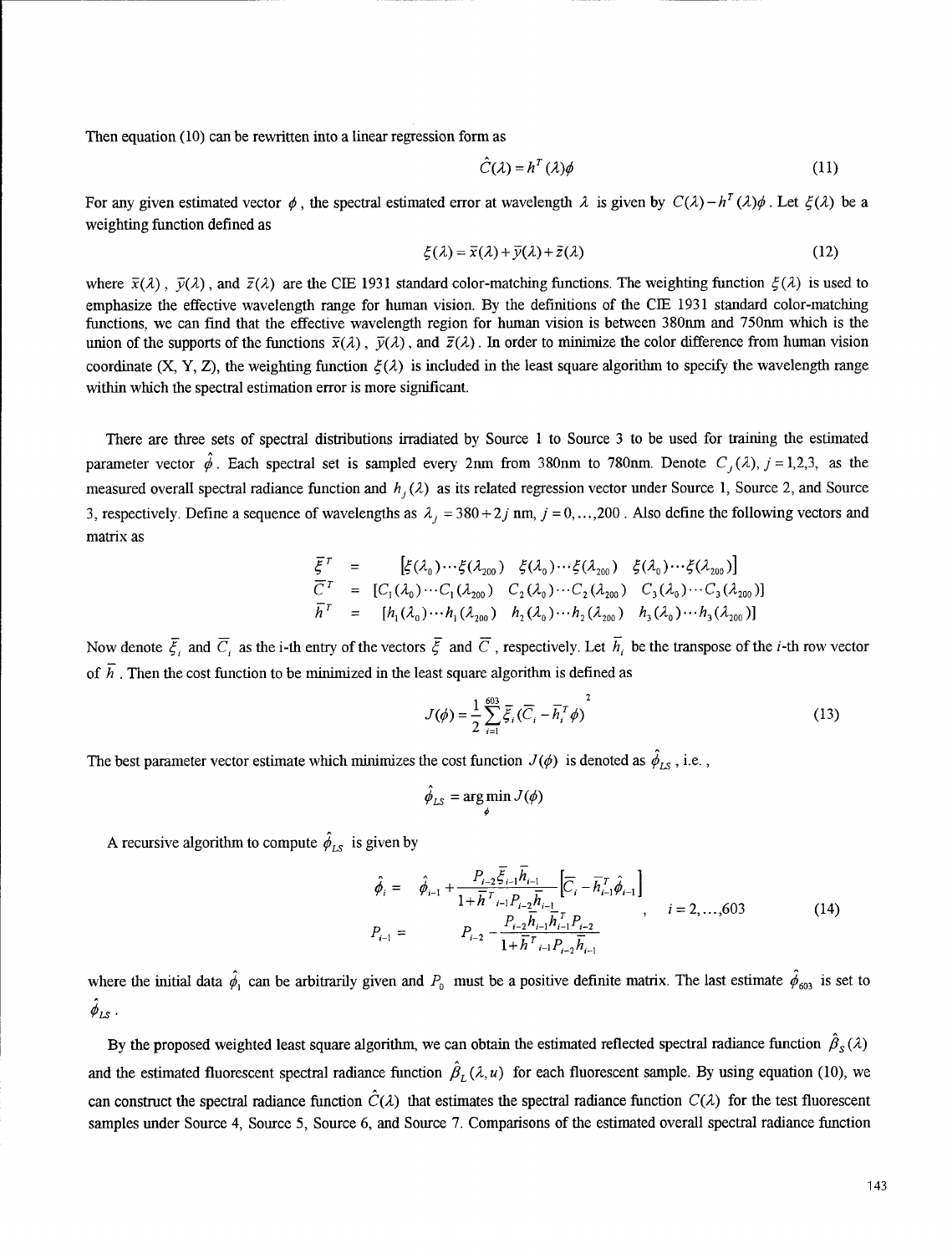Then equation (10) can be rewritten into a linear regression form as

$$\hat{C}(\lambda) = h^T(\lambda)\phi \tag{11}$$

For any given estimated vector $\phi$, the spectral estimated error at wavelength $\lambda$ is given by $C(\lambda) - h^T(\lambda)\phi$. Let $\xi(\lambda)$ be a weighting function defined as

$$\xi(\lambda) = \bar{x}(\lambda) + \bar{y}(\lambda) + \bar{z}(\lambda) \tag{12}$$

where $\bar{x}(\lambda)$, $\bar{y}(\lambda)$, and $\bar{z}(\lambda)$ are the CIE 1931 standard color-matching functions. The weighting function $\xi(\lambda)$ is used to emphasize the effective wavelength range for human vision. By the definitions of the CIE 1931 standard color-matching functions, we can find that the effective wavelength region for human vision is between 380nm and 750nm which is the union of the supports of the functions $\bar{x}(\lambda)$, $\bar{y}(\lambda)$, and $\bar{z}(\lambda)$. In order to minimize the color difference from human vision coordinate (X, Y, Z), the weighting function $\xi(\lambda)$ is included in the least square algorithm to specify the wavelength range within which the spectral estimation error is more significant.

There are three sets of spectral distributions irradiated by Source 1 to Source 3 to be used for training the estimated parameter vector $\hat{\phi}$. Each spectral set is sampled every 2nm from 380nm to 780nm. Denote $C_j(\lambda), j = 1,2,3,$ as the measured overall spectral radiance function and $h_j(\lambda)$ as its related regression vector under Source 1, Source 2, and Source 3, respectively. Define a sequence of wavelengths as $\lambda_j = 380 + 2j$ nm, $j = 0,\ldots,200$. Also define the following vectors and matrix as

$$\begin{aligned}
\bar{\xi}^T &= [\xi(\lambda_0)\cdots\xi(\lambda_{200}) \;\; \xi(\lambda_0)\cdots\xi(\lambda_{200}) \;\; \xi(\lambda_0)\cdots\xi(\lambda_{200})] \\
\bar{C}^T &= [C_1(\lambda_0)\cdots C_1(\lambda_{200}) \;\; C_2(\lambda_0)\cdots C_2(\lambda_{200}) \;\; C_3(\lambda_0)\cdots C_3(\lambda_{200})] \\
\bar{h}^T &= [h_1(\lambda_0)\cdots h_1(\lambda_{200}) \;\; h_2(\lambda_0)\cdots h_2(\lambda_{200}) \;\; h_3(\lambda_0)\cdots h_3(\lambda_{200})]
\end{aligned}$$

Now denote $\bar{\xi}_i$ and $\bar{C}_i$ as the i-th entry of the vectors $\bar{\xi}$ and $\bar{C}$, respectively. Let $\bar{h}_i$ be the transpose of the $i$-th row vector of $\bar{h}$. Then the cost function to be minimized in the least square algorithm is defined as

$$J(\phi) = \frac{1}{2}\sum_{i=1}^{603} \bar{\xi}_i (\bar{C}_i - \bar{h}_i^T \phi)^2 \tag{13}$$

The best parameter vector estimate which minimizes the cost function $J(\phi)$ is denoted as $\hat{\phi}_{LS}$, i.e.,

$$\hat{\phi}_{LS} = \arg\min_{\phi} J(\phi)$$

A recursive algorithm to compute $\hat{\phi}_{LS}$ is given by

$$\begin{aligned}
\hat{\phi}_i &= \hat{\phi}_{i-1} + \frac{P_{i-2}\bar{\xi}_{i-1}\bar{h}_{i-1}}{1 + \bar{h}^T{}_{i-1}P_{i-2}\bar{h}_{i-1}}\left[\bar{C}_i - \bar{h}_{i-1}^T\hat{\phi}_{i-1}\right] \\
P_{i-1} &= P_{i-2} - \frac{P_{i-2}\bar{h}_{i-1}\bar{h}_{i-1}^T P_{i-2}}{1 + \bar{h}^T{}_{i-1}P_{i-2}\bar{h}_{i-1}}
\end{aligned} \quad , \quad i = 2,\ldots,603 \tag{14}$$

where the initial data $\hat{\phi}_1$ can be arbitrarily given and $P_0$ must be a positive definite matrix. The last estimate $\hat{\phi}_{603}$ is set to $\hat{\phi}_{LS}$.

By the proposed weighted least square algorithm, we can obtain the estimated reflected spectral radiance function $\hat{\beta}_S(\lambda)$ and the estimated fluorescent spectral radiance function $\hat{\beta}_L(\lambda, u)$ for each fluorescent sample. By using equation (10), we can construct the spectral radiance function $\hat{C}(\lambda)$ that estimates the spectral radiance function $C(\lambda)$ for the test fluorescent samples under Source 4, Source 5, Source 6, and Source 7. Comparisons of the estimated overall spectral radiance function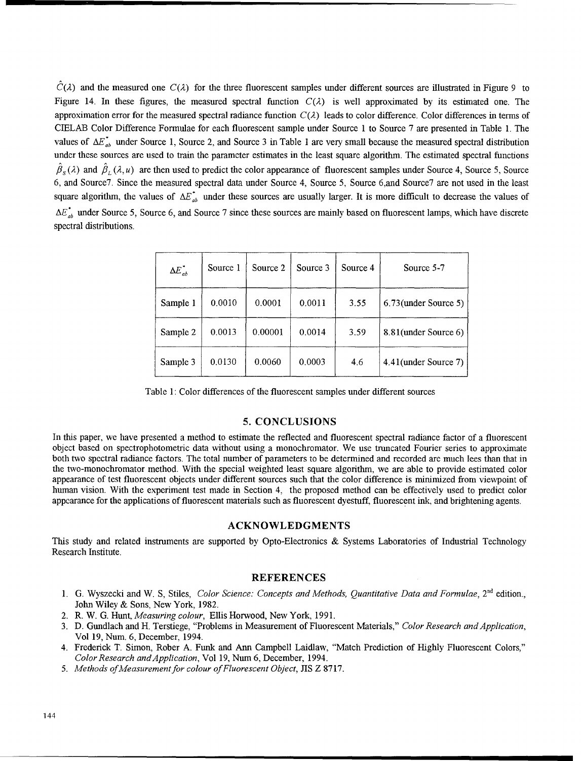$\hat{C}(\lambda)$ and the measured one $C(\lambda)$ for the three fluorescent samples under different sources are illustrated in Figure 9 to Figure 14. In these figures, the measured spectral function $C(\lambda)$ is well approximated by its estimated one. The approximation error for the measured spectral radiance function $C(\lambda)$ leads to color difference. Color differences in terms of CIELAB Color Difference Formulae for each fluorescent sample under Source 1 to Source 7 are presented in Table 1. The values of $\Delta E^*_{ab}$ under Source 1, Source 2, and Source 3 in Table 1 are very small because the measured spectral distribution under these sources are used to train the parameter estimates in the least square algorithm. The estimated spectral functions $\hat{\beta}_S(\lambda)$ and $\hat{\beta}_L(\lambda, u)$ are then used to predict the color appearance of fluorescent samples under Source 4, Source 5, Source 6, and Source7. Since the measured spectral data under Source 4, Source 5, Source 6,and Source7 are not used in the least square algorithm, the values of $\Delta E^*_{ab}$ under these sources are usually larger. It is more difficult to decrease the values of $\Delta E^*_{ab}$ under Source 5, Source 6, and Source 7 since these sources are mainly based on fluorescent lamps, which have discrete spectral distributions.

| $\Delta E^*_{ab}$ | Source 1 | Source 2 | Source 3 | Source 4 | Source 5-7 |
|---|---|---|---|---|---|
| Sample 1 | 0.0010 | 0.0001 | 0.0011 | 3.55 | 6.73(under Source 5) |
| Sample 2 | 0.0013 | 0.00001 | 0.0014 | 3.59 | 8.81(under Source 6) |
| Sample 3 | 0.0130 | 0.0060 | 0.0003 | 4.6 | 4.41(under Source 7) |

Table 1: Color differences of the fluorescent samples under different sources

## 5. CONCLUSIONS

In this paper, we have presented a method to estimate the reflected and fluorescent spectral radiance factor of a fluorescent object based on spectrophotometric data without using a monochromator. We use truncated Fourier series to approximate both two spectral radiance factors. The total number of parameters to be determined and recorded are much lees than that in the two-monochromator method. With the special weighted least square algorithm, we are able to provide estimated color appearance of test fluorescent objects under different sources such that the color difference is minimized from viewpoint of human vision. With the experiment test made in Section 4, the proposed method can be effectively used to predict color appearance for the applications of fluorescent materials such as fluorescent dyestuff, fluorescent ink, and brightening agents.

## ACKNOWLEDGMENTS

This study and related instruments are supported by Opto-Electronics & Systems Laboratories of Industrial Technology Research Institute.

## REFERENCES

1. G. Wyszecki and W. S, Stiles, *Color Science: Concepts and Methods, Quantitative Data and Formulae*, 2nd edition., John Wiley & Sons, New York, 1982.
2. R. W. G. Hunt, *Measuring colour*, Ellis Horwood, New York, 1991.
3. D. Gundlach and H. Terstiege, "Problems in Measurement of Fluorescent Materials," *Color Research and Application*, Vol 19, Num. 6, December, 1994.
4. Frederick T. Simon, Rober A. Funk and Ann Campbell Laidlaw, "Match Prediction of Highly Fluorescent Colors," *Color Research and Application*, Vol 19, Num 6, December, 1994.
5. *Methods of Measurement for colour of Fluorescent Object*, JIS Z 8717.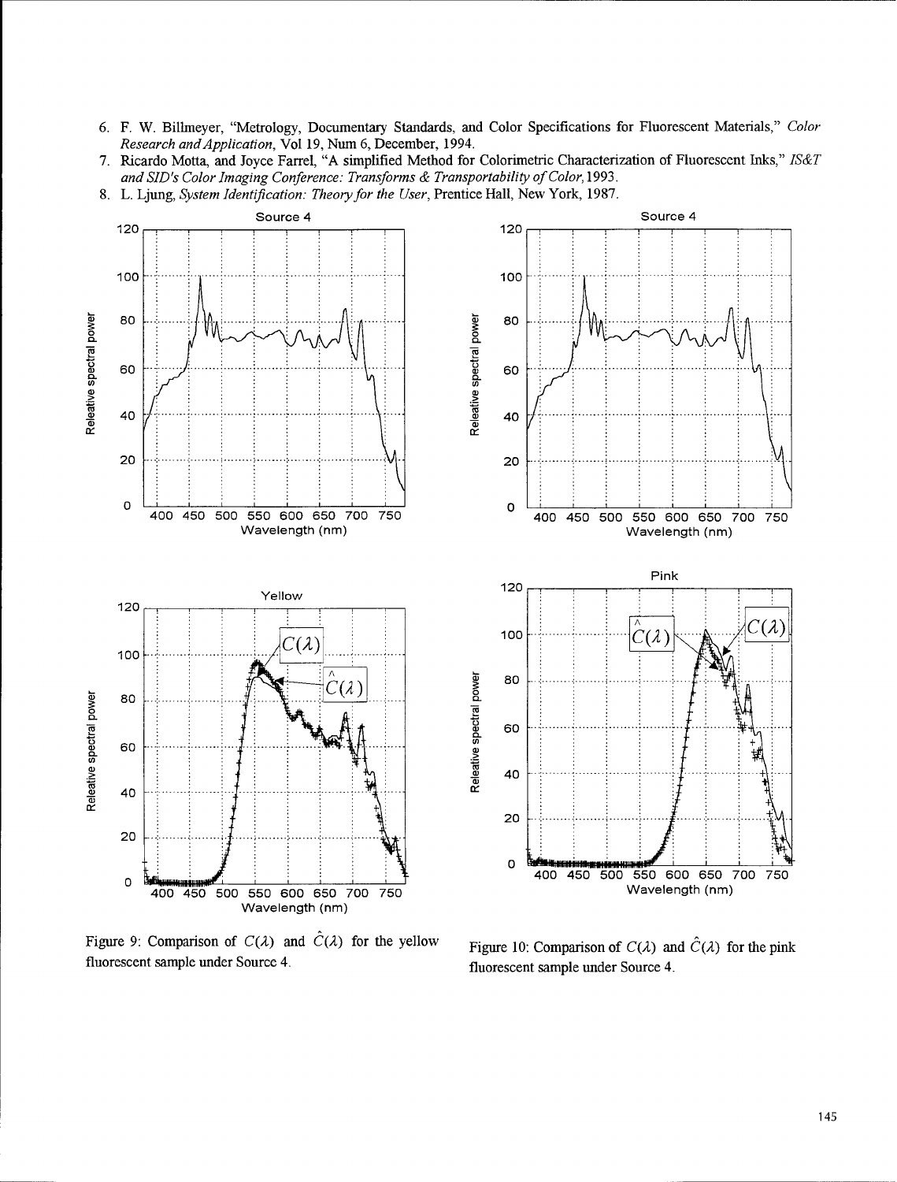6. F. W. Billmeyer, "Metrology, Documentary Standards, and Color Specifications for Fluorescent Materials," *Color Research and Application*, Vol 19, Num 6, December, 1994.
7. Ricardo Motta, and Joyce Farrel, "A simplified Method for Colorimetric Characterization of Fluorescent Inks," *IS&T and SID's Color Imaging Conference: Transforms & Transportability of Color*, 1993.
8. L. Ljung, *System Identification: Theory for the User*, Prentice Hall, New York, 1987.

Figure 9: Comparison of $C(\lambda)$ and $\hat{C}(\lambda)$ for the yellow fluorescent sample under Source 4.

Figure 10: Comparison of $C(\lambda)$ and $\hat{C}(\lambda)$ for the pink fluorescent sample under Source 4.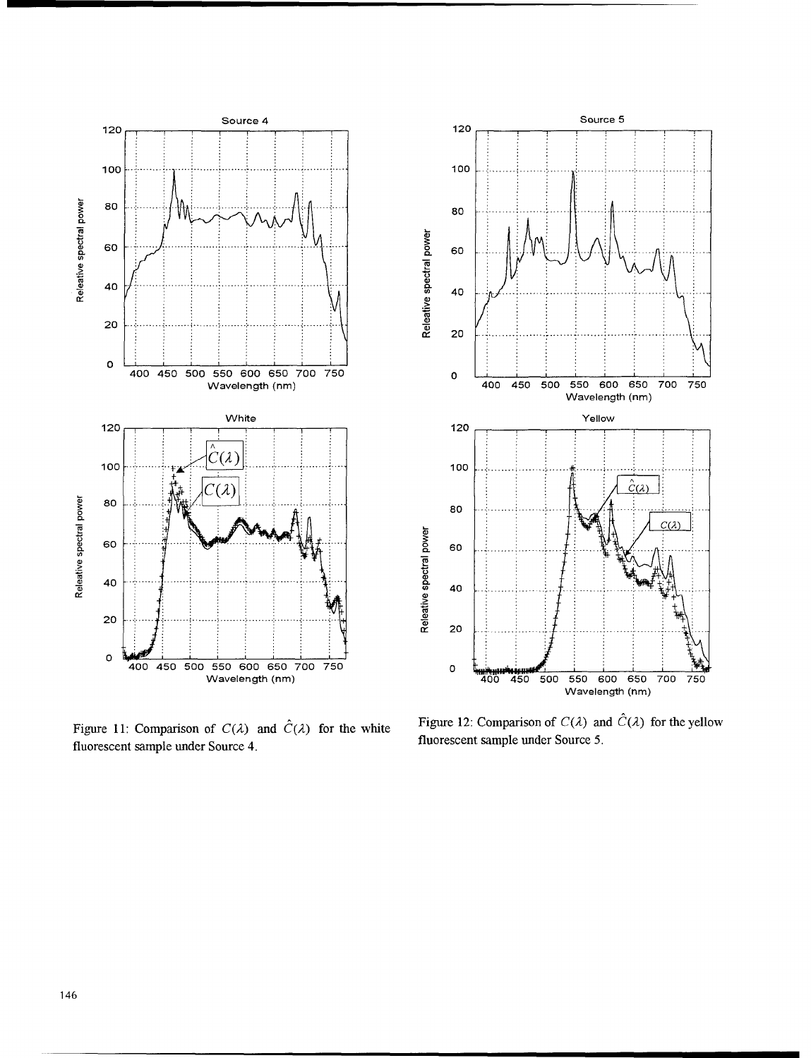Figure 11: Comparison of $C(\lambda)$ and $\hat{C}(\lambda)$ for the white fluorescent sample under Source 4.

Figure 12: Comparison of $C(\lambda)$ and $\hat{C}(\lambda)$ for the yellow fluorescent sample under Source 5.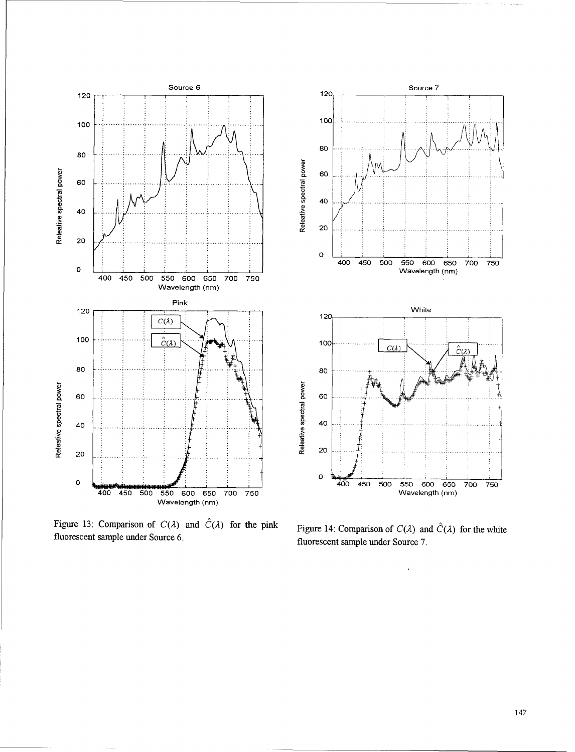Source 6

120
100
80
60
40
20
0

Releative spectral power

400 450 500 550 600 650 700 750

Wavelength (nm)

Source 7

120
100
80
60
40
20
0

Releative spectral power

400 450 500 550 600 650 700 750

Wavelength (nm)

Pink

$C(\lambda)$

$\hat{C}(\lambda)$

120
100
80
60
40
20
0

Releative spectral power

400 450 500 550 600 650 700 750

Wavelength (nm)

Figure 13: Comparison of $C(\lambda)$ and $\hat{C}(\lambda)$ for the pink fluorescent sample under Source 6.

White

$C(\lambda)$

$\hat{C}(\lambda)$

120
100
80
60
40
20
0

Releative spectral power

400 450 500 550 600 650 700 750

Wavelength (nm)

Figure 14: Comparison of $C(\lambda)$ and $\hat{C}(\lambda)$ for the white fluorescent sample under Source 7.